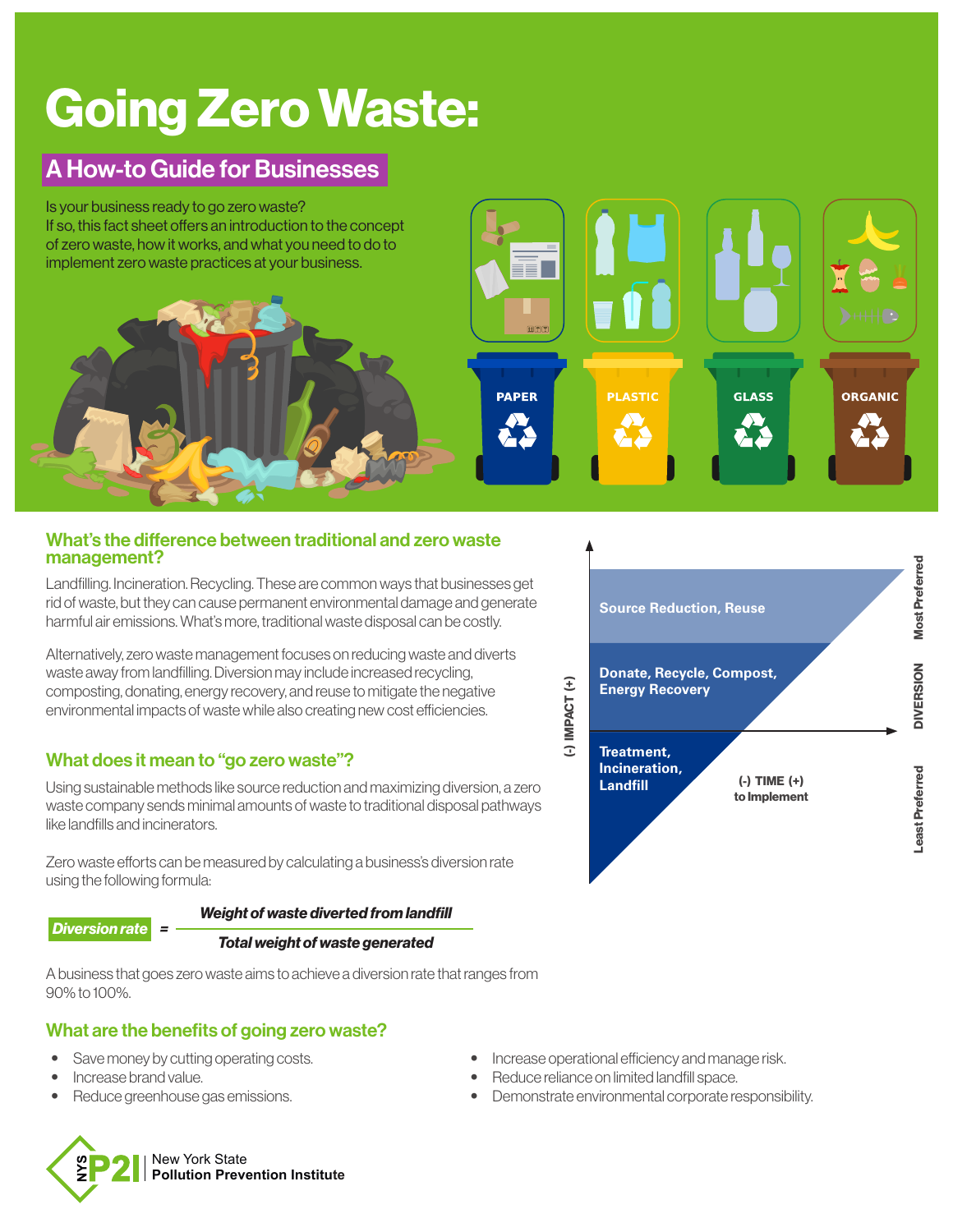# Going Zero Waste:

## A How-to Guide for Businesses

Is your business ready to go zero waste?
If so, this fact sheet offers an introduction to the concept of zero waste, how it works, and what you need to do to implement zero waste practices at your business.

PAPER PLASTIC GLASS ORGANIC

### What's the difference between traditional and zero waste management?

Landfilling. Incineration. Recycling. These are common ways that businesses get rid of waste, but they can cause permanent environmental damage and generate harmful air emissions. What's more, traditional waste disposal can be costly.

Alternatively, zero waste management focuses on reducing waste and diverts waste away from landfilling. Diversion may include increased recycling, composting, donating, energy recovery, and reuse to mitigate the negative environmental impacts of waste while also creating new cost efficiencies.

Source Reduction, Reuse — Most Preferred

Donate, Recycle, Compost, Energy Recovery — DIVERSION

Treatment, Incineration, Landfill — Least Preferred

(-) IMPACT (+)

(-) TIME (+) to Implement

### What does it mean to "go zero waste"?

Using sustainable methods like source reduction and maximizing diversion, a zero waste company sends minimal amounts of waste to traditional disposal pathways like landfills and incinerators.

Zero waste efforts can be measured by calculating a business's diversion rate using the following formula:

$$\textit{Diversion rate} = \frac{\textit{Weight of waste diverted from landfill}}{\textit{Total weight of waste generated}}$$

A business that goes zero waste aims to achieve a diversion rate that ranges from 90% to 100%.

### What are the benefits of going zero waste?

- Save money by cutting operating costs.
- Increase brand value.
- Reduce greenhouse gas emissions.
- Increase operational efficiency and manage risk.
- Reduce reliance on limited landfill space.
- Demonstrate environmental corporate responsibility.

NYS P2I | New York State Pollution Prevention Institute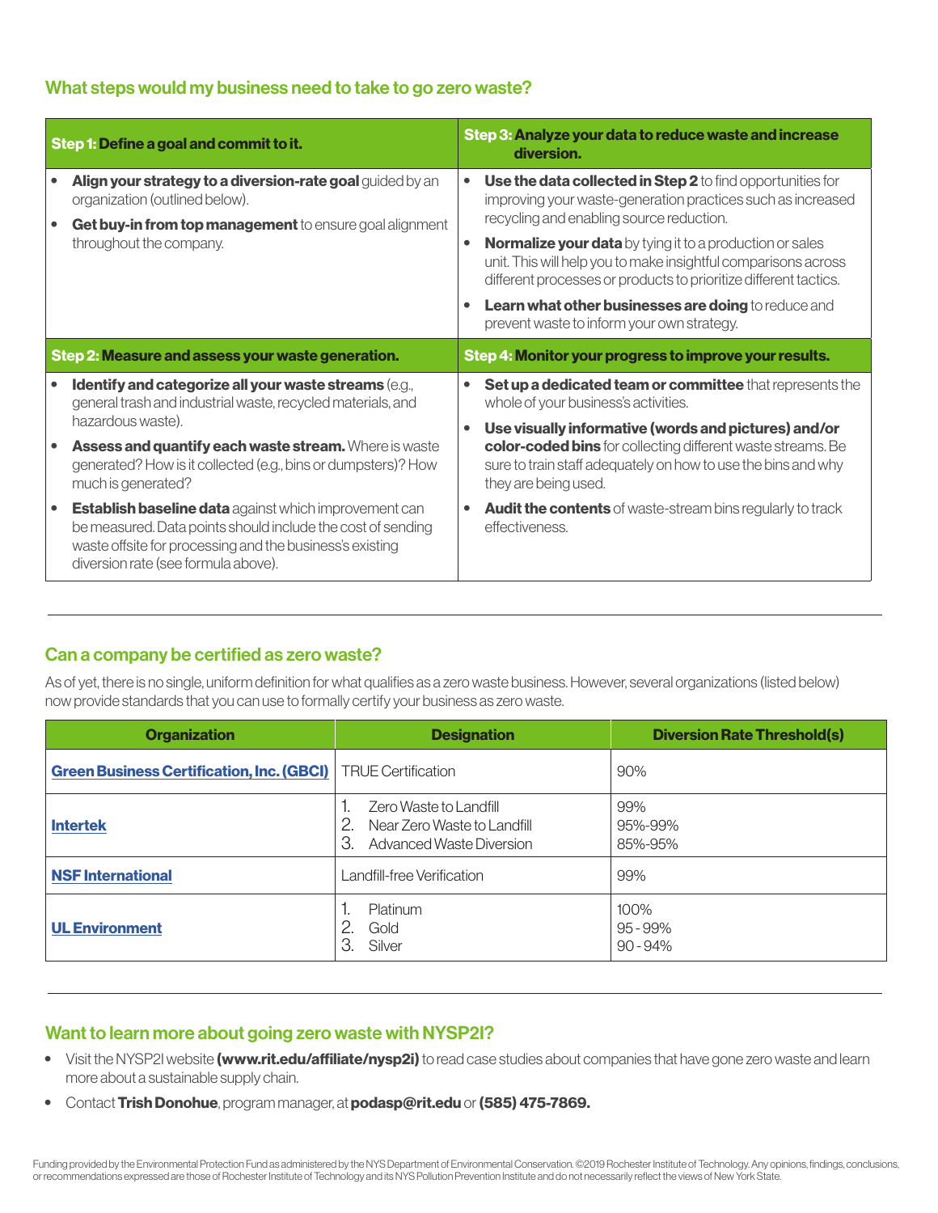## What steps would my business need to take to go zero waste?

### Step 1: Define a goal and commit to it.

- **Align your strategy to a diversion-rate goal** guided by an organization (outlined below).
- **Get buy-in from top management** to ensure goal alignment throughout the company.

### Step 2: Measure and assess your waste generation.

- **Identify and categorize all your waste streams** (e.g., general trash and industrial waste, recycled materials, and hazardous waste).
- **Assess and quantify each waste stream.** Where is waste generated? How is it collected (e.g., bins or dumpsters)? How much is generated?
- **Establish baseline data** against which improvement can be measured. Data points should include the cost of sending waste offsite for processing and the business's existing diversion rate (see formula above).

### Step 3: Analyze your data to reduce waste and increase diversion.

- **Use the data collected in Step 2** to find opportunities for improving your waste-generation practices such as increased recycling and enabling source reduction.
- **Normalize your data** by tying it to a production or sales unit. This will help you to make insightful comparisons across different processes or products to prioritize different tactics.
- **Learn what other businesses are doing** to reduce and prevent waste to inform your own strategy.

### Step 4: Monitor your progress to improve your results.

- **Set up a dedicated team or committee** that represents the whole of your business's activities.
- **Use visually informative (words and pictures) and/or color-coded bins** for collecting different waste streams. Be sure to train staff adequately on how to use the bins and why they are being used.
- **Audit the contents** of waste-stream bins regularly to track effectiveness.

## Can a company be certified as zero waste?

As of yet, there is no single, uniform definition for what qualifies as a zero waste business. However, several organizations (listed below) now provide standards that you can use to formally certify your business as zero waste.

| Organization | Designation | Diversion Rate Threshold(s) |
|---|---|---|
| Green Business Certification, Inc. (GBCI) | TRUE Certification | 90% |
| Intertek | 1. Zero Waste to Landfill<br>2. Near Zero Waste to Landfill<br>3. Advanced Waste Diversion | 99%<br>95%-99%<br>85%-95% |
| NSF International | Landfill-free Verification | 99% |
| UL Environment | 1. Platinum<br>2. Gold<br>3. Silver | 100%<br>95 - 99%<br>90 - 94% |

## Want to learn more about going zero waste with NYSP2I?

- Visit the NYSP2I website **(www.rit.edu/affiliate/nysp2i)** to read case studies about companies that have gone zero waste and learn more about a sustainable supply chain.
- Contact **Trish Donohue**, program manager, at **podasp@rit.edu** or **(585) 475-7869.**

Funding provided by the Environmental Protection Fund as administered by the NYS Department of Environmental Conservation. ©2019 Rochester Institute of Technology. Any opinions, findings, conclusions, or recommendations expressed are those of Rochester Institute of Technology and its NYS Pollution Prevention Institute and do not necessarily reflect the views of New York State.